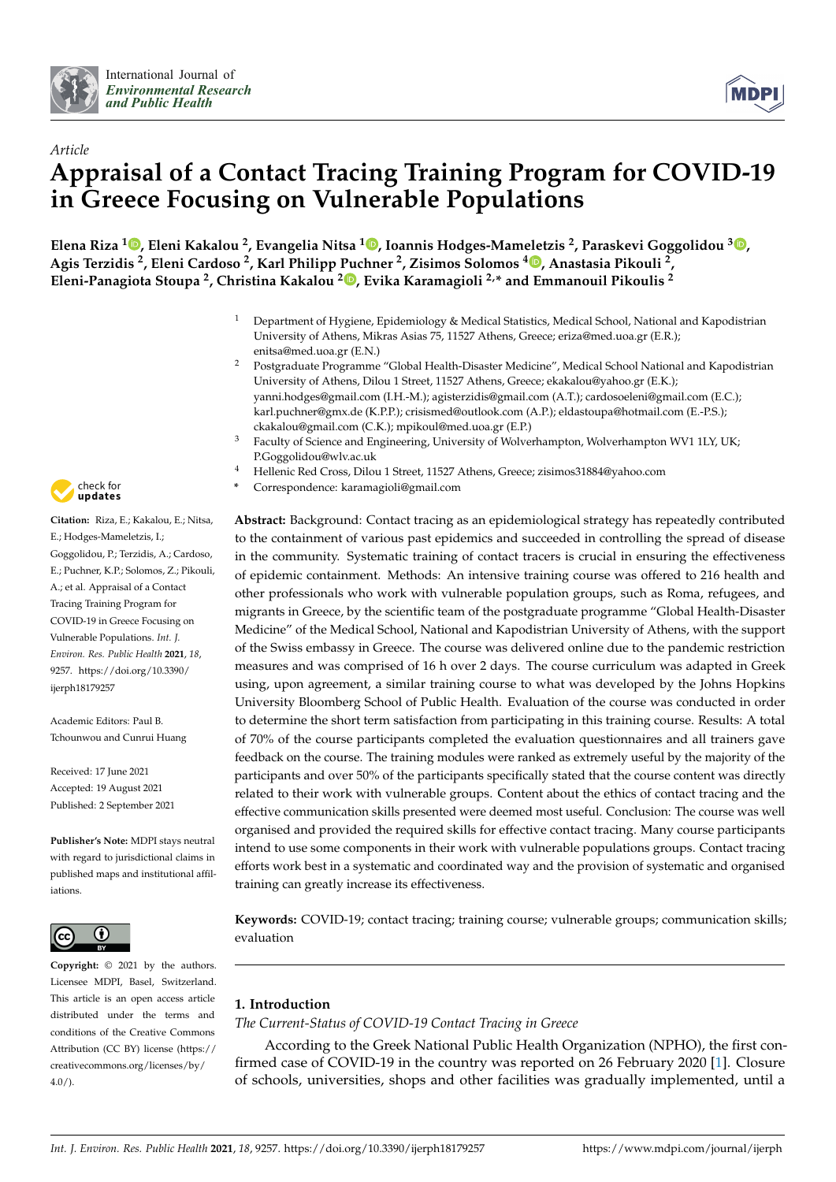*Article*

# Appraisal of a Contact Tracing Training Program for COVID-19 in Greece Focusing on Vulnerable Populations

**Elena Riza [1], Eleni Kakalou [2], Evangelia Nitsa [1], Ioannis Hodges-Mameletzis [2], Paraskevi Goggolidou [3], Agis Terzidis [2], Eleni Cardoso [2], Karl Philipp Puchner [2], Zisimos Solomos [4], Anastasia Pikouli [2], Eleni-Panagiota Stoupa [2], Christina Kakalou [2], Evika Karamagioli [2,*] and Emmanouil Pikoulis [2]**

[1] Department of Hygiene, Epidemiology & Medical Statistics, Medical School, National and Kapodistrian University of Athens, Mikras Asias 75, 11527 Athens, Greece; eriza@med.uoa.gr (E.R.); enitsa@med.uoa.gr (E.N.)

[2] Postgraduate Programme "Global Health-Disaster Medicine", Medical School National and Kapodistrian University of Athens, Dilou 1 Street, 11527 Athens, Greece; ekakalou@yahoo.gr (E.K.); yanni.hodges@gmail.com (I.H.-M.); agisterzidis@gmail.com (A.T.); cardosoeleni@gmail.com (E.C.); karl.puchner@gmx.de (K.P.P.); crisismed@outlook.com (A.P.); eldastoupa@hotmail.com (E.-P.S.); ckakalou@gmail.com (C.K.); mpikoul@med.uoa.gr (E.P.)

[3] Faculty of Science and Engineering, University of Wolverhampton, Wolverhampton WV1 1LY, UK; P.Goggolidou@wlv.ac.uk

[4] Hellenic Red Cross, Dilou 1 Street, 11527 Athens, Greece; zisimos31884@yahoo.com

\* Correspondence: karamagioli@gmail.com

**Citation:** Riza, E.; Kakalou, E.; Nitsa, E.; Hodges-Mameletzis, I.; Goggolidou, P.; Terzidis, A.; Cardoso, E.; Puchner, K.P.; Solomos, Z.; Pikouli, A.; et al. Appraisal of a Contact Tracing Training Program for COVID-19 in Greece Focusing on Vulnerable Populations. *Int. J. Environ. Res. Public Health* **2021**, *18*, 9257. https://doi.org/10.3390/ijerph18179257

Academic Editors: Paul B. Tchounwou and Cunrui Huang

Received: 17 June 2021
Accepted: 19 August 2021
Published: 2 September 2021

**Publisher's Note:** MDPI stays neutral with regard to jurisdictional claims in published maps and institutional affiliations.

**Copyright:** © 2021 by the authors. Licensee MDPI, Basel, Switzerland. This article is an open access article distributed under the terms and conditions of the Creative Commons Attribution (CC BY) license (https://creativecommons.org/licenses/by/4.0/).

**Abstract:** Background: Contact tracing as an epidemiological strategy has repeatedly contributed to the containment of various past epidemics and succeeded in controlling the spread of disease in the community. Systematic training of contact tracers is crucial in ensuring the effectiveness of epidemic containment. Methods: An intensive training course was offered to 216 health and other professionals who work with vulnerable population groups, such as Roma, refugees, and migrants in Greece, by the scientific team of the postgraduate programme "Global Health-Disaster Medicine" of the Medical School, National and Kapodistrian University of Athens, with the support of the Swiss embassy in Greece. The course was delivered online due to the pandemic restriction measures and was comprised of 16 h over 2 days. The course curriculum was adapted in Greek using, upon agreement, a similar training course to what was developed by the Johns Hopkins University Bloomberg School of Public Health. Evaluation of the course was conducted in order to determine the short term satisfaction from participating in this training course. Results: A total of 70% of the course participants completed the evaluation questionnaires and all trainers gave feedback on the course. The training modules were ranked as extremely useful by the majority of the participants and over 50% of the participants specifically stated that the course content was directly related to their work with vulnerable groups. Content about the ethics of contact tracing and the effective communication skills presented were deemed most useful. Conclusion: The course was well organised and provided the required skills for effective contact tracing. Many course participants intend to use some components in their work with vulnerable populations groups. Contact tracing efforts work best in a systematic and coordinated way and the provision of systematic and organised training can greatly increase its effectiveness.

**Keywords:** COVID-19; contact tracing; training course; vulnerable groups; communication skills; evaluation

## 1. Introduction

*The Current-Status of COVID-19 Contact Tracing in Greece*

According to the Greek National Public Health Organization (NPHO), the first confirmed case of COVID-19 in the country was reported on 26 February 2020 [1]. Closure of schools, universities, shops and other facilities was gradually implemented, until a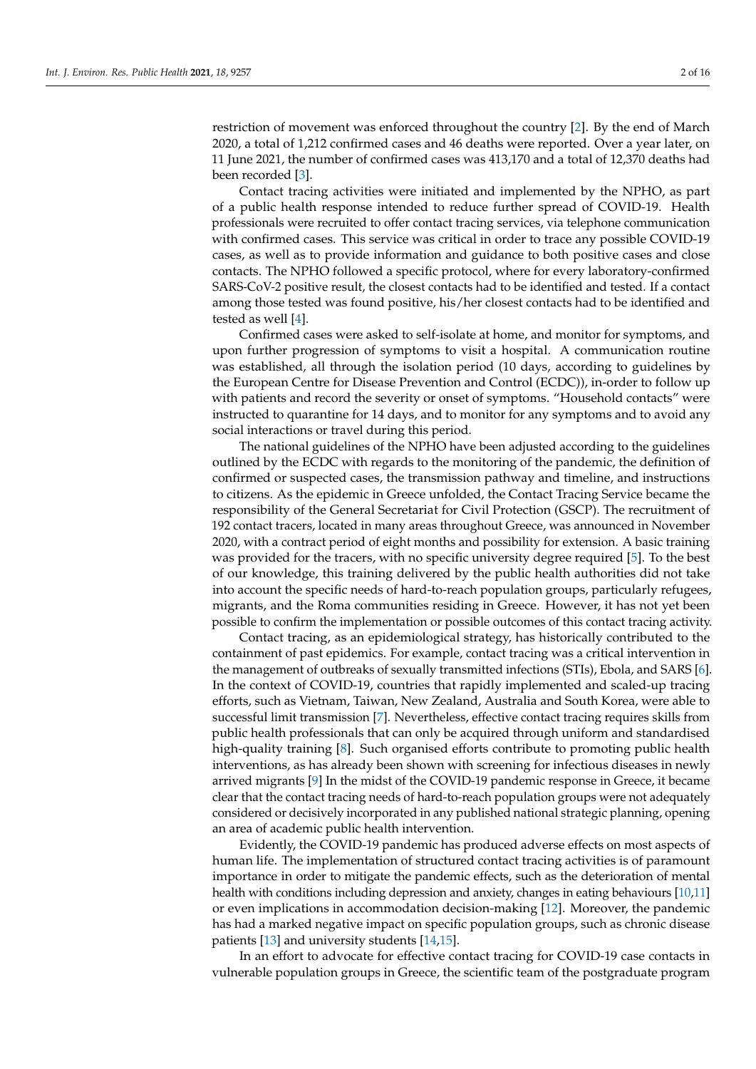restriction of movement was enforced throughout the country [2]. By the end of March 2020, a total of 1,212 confirmed cases and 46 deaths were reported. Over a year later, on 11 June 2021, the number of confirmed cases was 413,170 and a total of 12,370 deaths had been recorded [3].

Contact tracing activities were initiated and implemented by the NPHO, as part of a public health response intended to reduce further spread of COVID-19. Health professionals were recruited to offer contact tracing services, via telephone communication with confirmed cases. This service was critical in order to trace any possible COVID-19 cases, as well as to provide information and guidance to both positive cases and close contacts. The NPHO followed a specific protocol, where for every laboratory-confirmed SARS-CoV-2 positive result, the closest contacts had to be identified and tested. If a contact among those tested was found positive, his/her closest contacts had to be identified and tested as well [4].

Confirmed cases were asked to self-isolate at home, and monitor for symptoms, and upon further progression of symptoms to visit a hospital. A communication routine was established, all through the isolation period (10 days, according to guidelines by the European Centre for Disease Prevention and Control (ECDC)), in-order to follow up with patients and record the severity or onset of symptoms. "Household contacts" were instructed to quarantine for 14 days, and to monitor for any symptoms and to avoid any social interactions or travel during this period.

The national guidelines of the NPHO have been adjusted according to the guidelines outlined by the ECDC with regards to the monitoring of the pandemic, the definition of confirmed or suspected cases, the transmission pathway and timeline, and instructions to citizens. As the epidemic in Greece unfolded, the Contact Tracing Service became the responsibility of the General Secretariat for Civil Protection (GSCP). The recruitment of 192 contact tracers, located in many areas throughout Greece, was announced in November 2020, with a contract period of eight months and possibility for extension. A basic training was provided for the tracers, with no specific university degree required [5]. To the best of our knowledge, this training delivered by the public health authorities did not take into account the specific needs of hard-to-reach population groups, particularly refugees, migrants, and the Roma communities residing in Greece. However, it has not yet been possible to confirm the implementation or possible outcomes of this contact tracing activity.

Contact tracing, as an epidemiological strategy, has historically contributed to the containment of past epidemics. For example, contact tracing was a critical intervention in the management of outbreaks of sexually transmitted infections (STIs), Ebola, and SARS [6]. In the context of COVID-19, countries that rapidly implemented and scaled-up tracing efforts, such as Vietnam, Taiwan, New Zealand, Australia and South Korea, were able to successful limit transmission [7]. Nevertheless, effective contact tracing requires skills from public health professionals that can only be acquired through uniform and standardised high-quality training [8]. Such organised efforts contribute to promoting public health interventions, as has already been shown with screening for infectious diseases in newly arrived migrants [9] In the midst of the COVID-19 pandemic response in Greece, it became clear that the contact tracing needs of hard-to-reach population groups were not adequately considered or decisively incorporated in any published national strategic planning, opening an area of academic public health intervention.

Evidently, the COVID-19 pandemic has produced adverse effects on most aspects of human life. The implementation of structured contact tracing activities is of paramount importance in order to mitigate the pandemic effects, such as the deterioration of mental health with conditions including depression and anxiety, changes in eating behaviours [10,11] or even implications in accommodation decision-making [12]. Moreover, the pandemic has had a marked negative impact on specific population groups, such as chronic disease patients [13] and university students [14,15].

In an effort to advocate for effective contact tracing for COVID-19 case contacts in vulnerable population groups in Greece, the scientific team of the postgraduate program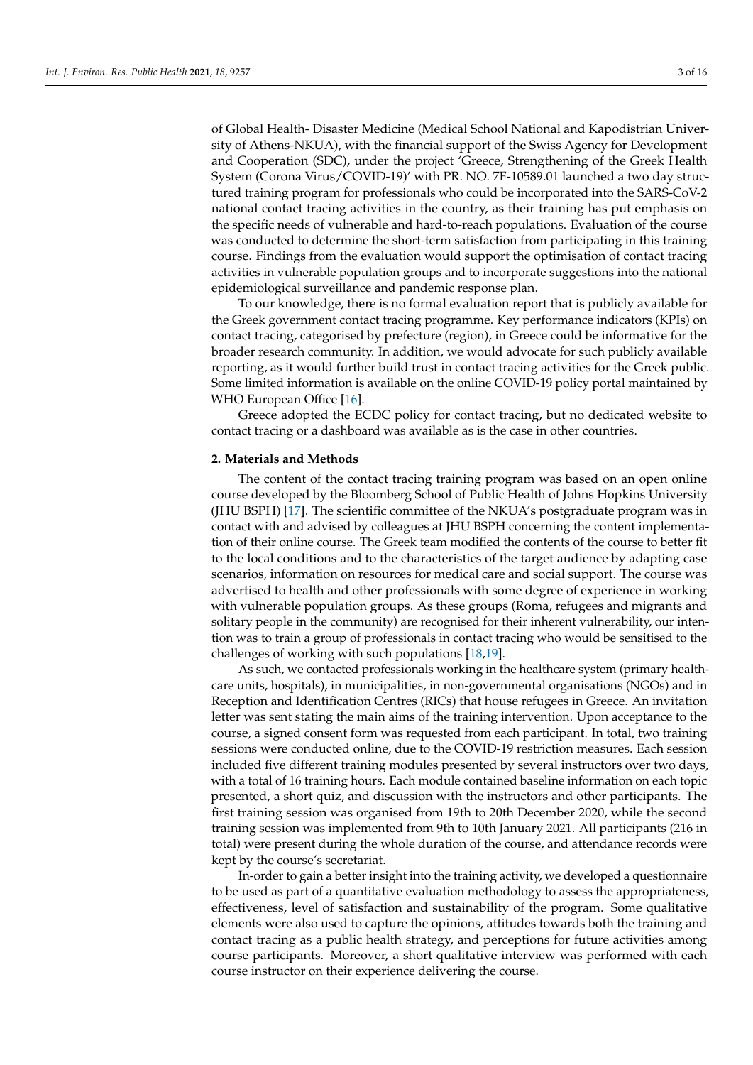of Global Health- Disaster Medicine (Medical School National and Kapodistrian University of Athens-NKUA), with the financial support of the Swiss Agency for Development and Cooperation (SDC), under the project 'Greece, Strengthening of the Greek Health System (Corona Virus/COVID-19)' with PR. NO. 7F-10589.01 launched a two day structured training program for professionals who could be incorporated into the SARS-CoV-2 national contact tracing activities in the country, as their training has put emphasis on the specific needs of vulnerable and hard-to-reach populations. Evaluation of the course was conducted to determine the short-term satisfaction from participating in this training course. Findings from the evaluation would support the optimisation of contact tracing activities in vulnerable population groups and to incorporate suggestions into the national epidemiological surveillance and pandemic response plan.

To our knowledge, there is no formal evaluation report that is publicly available for the Greek government contact tracing programme. Key performance indicators (KPIs) on contact tracing, categorised by prefecture (region), in Greece could be informative for the broader research community. In addition, we would advocate for such publicly available reporting, as it would further build trust in contact tracing activities for the Greek public. Some limited information is available on the online COVID-19 policy portal maintained by WHO European Office [16].

Greece adopted the ECDC policy for contact tracing, but no dedicated website to contact tracing or a dashboard was available as is the case in other countries.

## 2. Materials and Methods

The content of the contact tracing training program was based on an open online course developed by the Bloomberg School of Public Health of Johns Hopkins University (JHU BSPH) [17]. The scientific committee of the NKUA's postgraduate program was in contact with and advised by colleagues at JHU BSPH concerning the content implementation of their online course. The Greek team modified the contents of the course to better fit to the local conditions and to the characteristics of the target audience by adapting case scenarios, information on resources for medical care and social support. The course was advertised to health and other professionals with some degree of experience in working with vulnerable population groups. As these groups (Roma, refugees and migrants and solitary people in the community) are recognised for their inherent vulnerability, our intention was to train a group of professionals in contact tracing who would be sensitised to the challenges of working with such populations [18,19].

As such, we contacted professionals working in the healthcare system (primary healthcare units, hospitals), in municipalities, in non-governmental organisations (NGOs) and in Reception and Identification Centres (RICs) that house refugees in Greece. An invitation letter was sent stating the main aims of the training intervention. Upon acceptance to the course, a signed consent form was requested from each participant. In total, two training sessions were conducted online, due to the COVID-19 restriction measures. Each session included five different training modules presented by several instructors over two days, with a total of 16 training hours. Each module contained baseline information on each topic presented, a short quiz, and discussion with the instructors and other participants. The first training session was organised from 19th to 20th December 2020, while the second training session was implemented from 9th to 10th January 2021. All participants (216 in total) were present during the whole duration of the course, and attendance records were kept by the course's secretariat.

In-order to gain a better insight into the training activity, we developed a questionnaire to be used as part of a quantitative evaluation methodology to assess the appropriateness, effectiveness, level of satisfaction and sustainability of the program. Some qualitative elements were also used to capture the opinions, attitudes towards both the training and contact tracing as a public health strategy, and perceptions for future activities among course participants. Moreover, a short qualitative interview was performed with each course instructor on their experience delivering the course.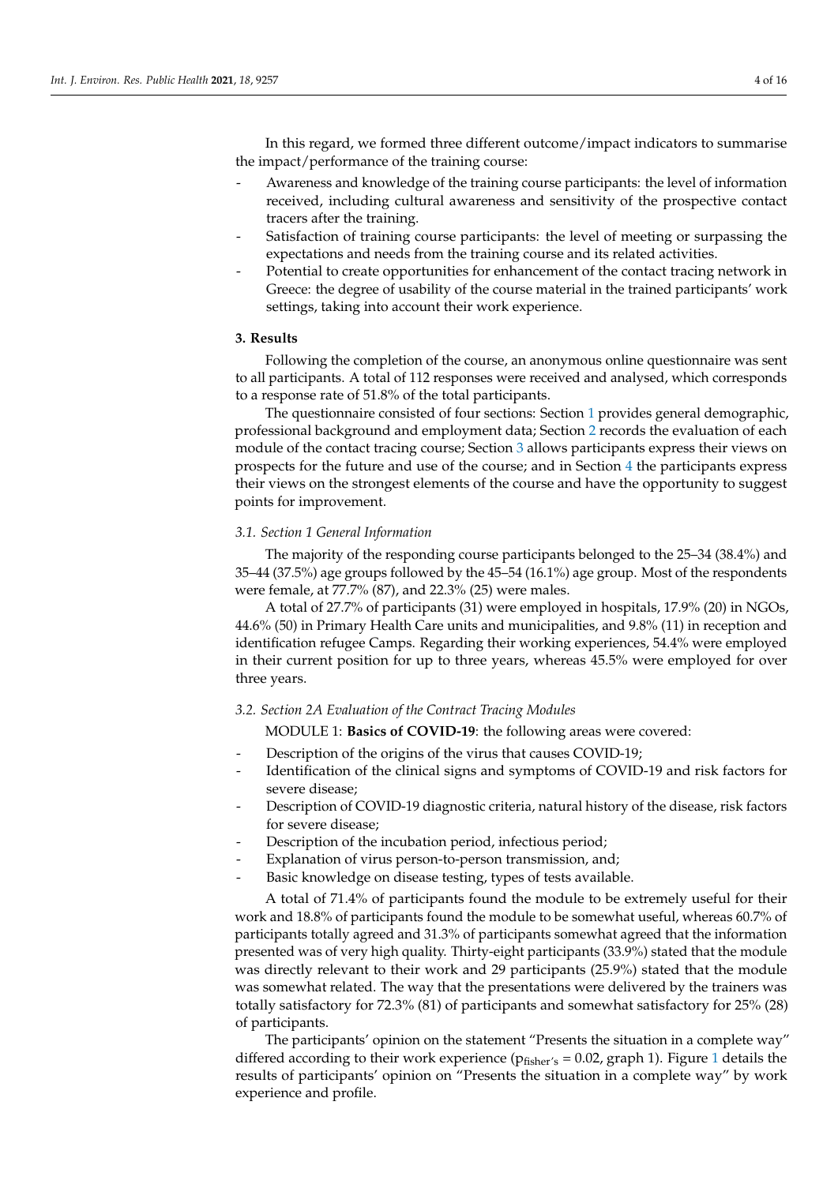In this regard, we formed three different outcome/impact indicators to summarise the impact/performance of the training course:

- Awareness and knowledge of the training course participants: the level of information received, including cultural awareness and sensitivity of the prospective contact tracers after the training.
- Satisfaction of training course participants: the level of meeting or surpassing the expectations and needs from the training course and its related activities.
- Potential to create opportunities for enhancement of the contact tracing network in Greece: the degree of usability of the course material in the trained participants' work settings, taking into account their work experience.

## 3. Results

Following the completion of the course, an anonymous online questionnaire was sent to all participants. A total of 112 responses were received and analysed, which corresponds to a response rate of 51.8% of the total participants.

The questionnaire consisted of four sections: Section 1 provides general demographic, professional background and employment data; Section 2 records the evaluation of each module of the contact tracing course; Section 3 allows participants express their views on prospects for the future and use of the course; and in Section 4 the participants express their views on the strongest elements of the course and have the opportunity to suggest points for improvement.

### *3.1. Section 1 General Information*

The majority of the responding course participants belonged to the 25–34 (38.4%) and 35–44 (37.5%) age groups followed by the 45–54 (16.1%) age group. Most of the respondents were female, at 77.7% (87), and 22.3% (25) were males.

A total of 27.7% of participants (31) were employed in hospitals, 17.9% (20) in NGOs, 44.6% (50) in Primary Health Care units and municipalities, and 9.8% (11) in reception and identification refugee Camps. Regarding their working experiences, 54.4% were employed in their current position for up to three years, whereas 45.5% were employed for over three years.

### *3.2. Section 2A Evaluation of the Contract Tracing Modules*

MODULE 1: **Basics of COVID-19**: the following areas were covered:

- Description of the origins of the virus that causes COVID-19;
- Identification of the clinical signs and symptoms of COVID-19 and risk factors for severe disease;
- Description of COVID-19 diagnostic criteria, natural history of the disease, risk factors for severe disease;
- Description of the incubation period, infectious period;
- Explanation of virus person-to-person transmission, and;
- Basic knowledge on disease testing, types of tests available.

A total of 71.4% of participants found the module to be extremely useful for their work and 18.8% of participants found the module to be somewhat useful, whereas 60.7% of participants totally agreed and 31.3% of participants somewhat agreed that the information presented was of very high quality. Thirty-eight participants (33.9%) stated that the module was directly relevant to their work and 29 participants (25.9%) stated that the module was somewhat related. The way that the presentations were delivered by the trainers was totally satisfactory for 72.3% (81) of participants and somewhat satisfactory for 25% (28) of participants.

The participants' opinion on the statement "Presents the situation in a complete way" differed according to their work experience ($p_{fisher's} = 0.02$, graph 1). Figure 1 details the results of participants' opinion on "Presents the situation in a complete way" by work experience and profile.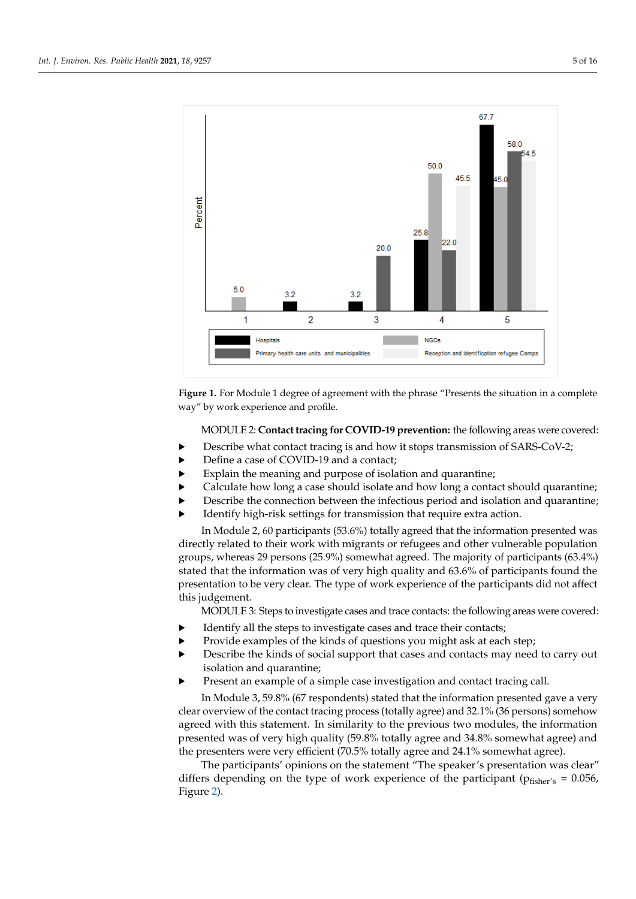**Figure 1.** For Module 1 degree of agreement with the phrase “Presents the situation in a complete way” by work experience and profile.

MODULE 2: **Contact tracing for COVID-19 prevention:** the following areas were covered:

- Describe what contact tracing is and how it stops transmission of SARS-CoV-2;
- Define a case of COVID-19 and a contact;
- Explain the meaning and purpose of isolation and quarantine;
- Calculate how long a case should isolate and how long a contact should quarantine;
- Describe the connection between the infectious period and isolation and quarantine;
- Identify high-risk settings for transmission that require extra action.

In Module 2, 60 participants (53.6%) totally agreed that the information presented was directly related to their work with migrants or refugees and other vulnerable population groups, whereas 29 persons (25.9%) somewhat agreed. The majority of participants (63.4%) stated that the information was of very high quality and 63.6% of participants found the presentation to be very clear. The type of work experience of the participants did not affect this judgement.

MODULE 3: Steps to investigate cases and trace contacts: the following areas were covered:

- Identify all the steps to investigate cases and trace their contacts;
- Provide examples of the kinds of questions you might ask at each step;
- Describe the kinds of social support that cases and contacts may need to carry out isolation and quarantine;
- Present an example of a simple case investigation and contact tracing call.

In Module 3, 59.8% (67 respondents) stated that the information presented gave a very clear overview of the contact tracing process (totally agree) and 32.1% (36 persons) somehow agreed with this statement. In similarity to the previous two modules, the information presented was of very high quality (59.8% totally agree and 34.8% somewhat agree) and the presenters were very efficient (70.5% totally agree and 24.1% somewhat agree).

The participants’ opinions on the statement “The speaker’s presentation was clear” differs depending on the type of work experience of the participant ($p_{fisher's}$ = 0.056, Figure 2).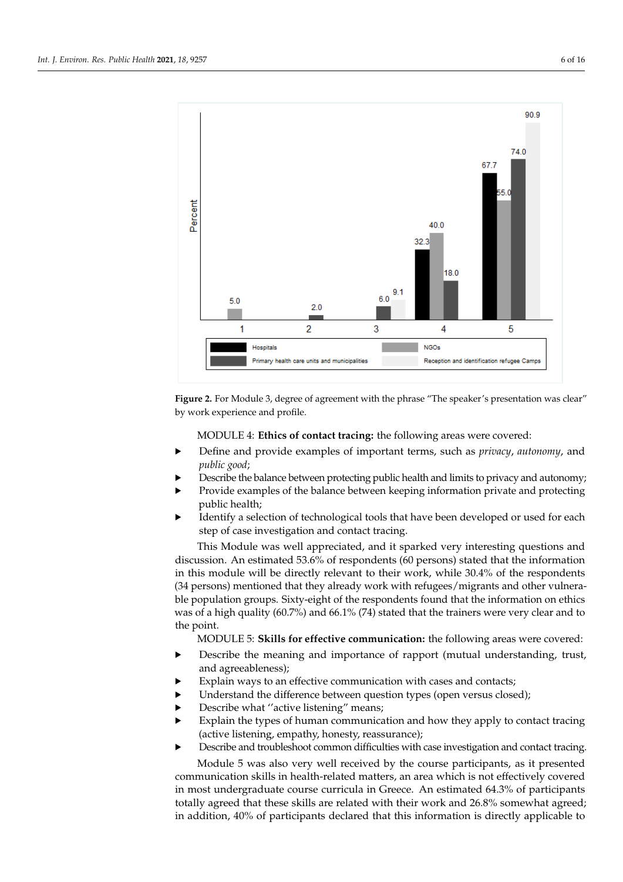**Figure 2.** For Module 3, degree of agreement with the phrase "The speaker's presentation was clear" by work experience and profile.

MODULE 4: **Ethics of contact tracing:** the following areas were covered:

- Define and provide examples of important terms, such as *privacy*, *autonomy*, and *public good*;
- Describe the balance between protecting public health and limits to privacy and autonomy;
- Provide examples of the balance between keeping information private and protecting public health;
- Identify a selection of technological tools that have been developed or used for each step of case investigation and contact tracing.

This Module was well appreciated, and it sparked very interesting questions and discussion. An estimated 53.6% of respondents (60 persons) stated that the information in this module will be directly relevant to their work, while 30.4% of the respondents (34 persons) mentioned that they already work with refugees/migrants and other vulnerable population groups. Sixty-eight of the respondents found that the information on ethics was of a high quality (60.7%) and 66.1% (74) stated that the trainers were very clear and to the point.

MODULE 5: **Skills for effective communication:** the following areas were covered:

- Describe the meaning and importance of rapport (mutual understanding, trust, and agreeableness);
- Explain ways to an effective communication with cases and contacts;
- Understand the difference between question types (open versus closed);
- Describe what "active listening" means;
- Explain the types of human communication and how they apply to contact tracing (active listening, empathy, honesty, reassurance);
- Describe and troubleshoot common difficulties with case investigation and contact tracing.

Module 5 was also very well received by the course participants, as it presented communication skills in health-related matters, an area which is not effectively covered in most undergraduate course curricula in Greece. An estimated 64.3% of participants totally agreed that these skills are related with their work and 26.8% somewhat agreed; in addition, 40% of participants declared that this information is directly applicable to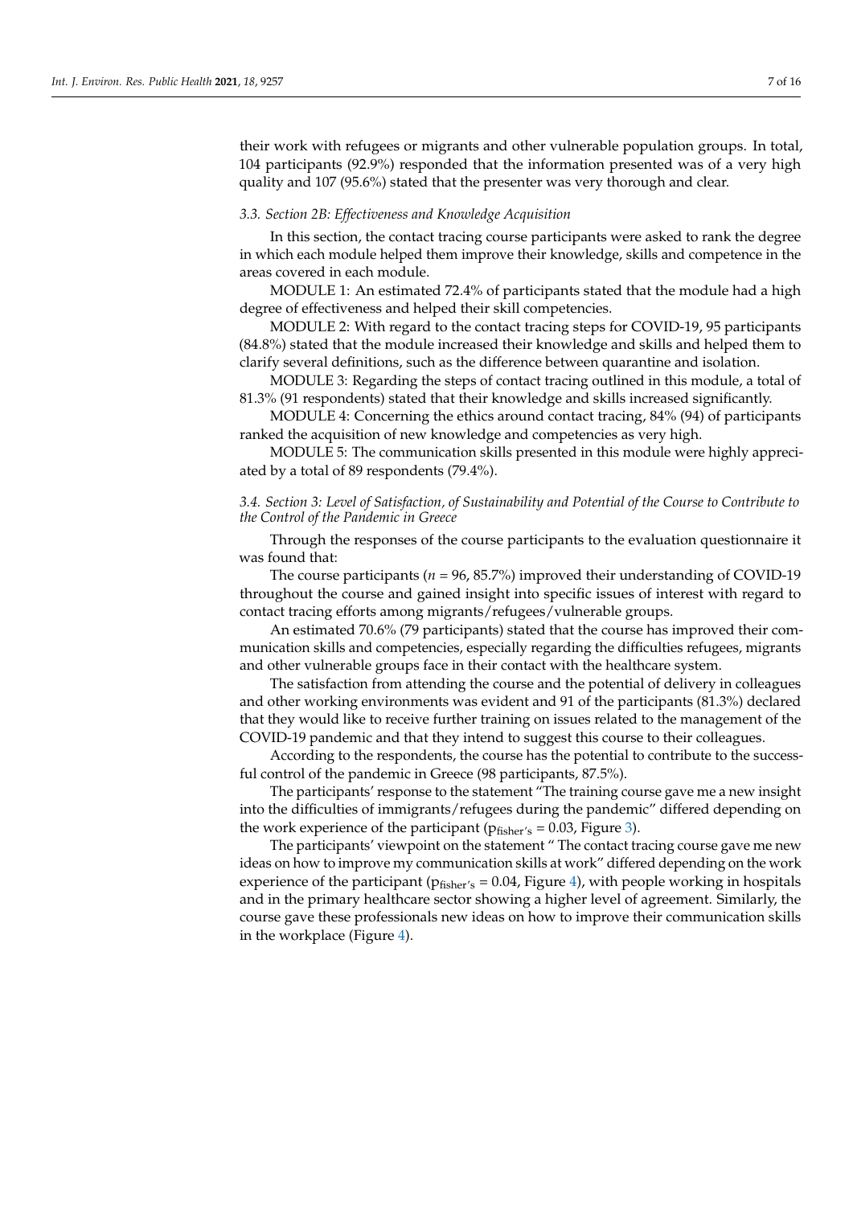their work with refugees or migrants and other vulnerable population groups. In total, 104 participants (92.9%) responded that the information presented was of a very high quality and 107 (95.6%) stated that the presenter was very thorough and clear.

### *3.3. Section 2B: Effectiveness and Knowledge Acquisition*

In this section, the contact tracing course participants were asked to rank the degree in which each module helped them improve their knowledge, skills and competence in the areas covered in each module.

MODULE 1: An estimated 72.4% of participants stated that the module had a high degree of effectiveness and helped their skill competencies.

MODULE 2: With regard to the contact tracing steps for COVID-19, 95 participants (84.8%) stated that the module increased their knowledge and skills and helped them to clarify several definitions, such as the difference between quarantine and isolation.

MODULE 3: Regarding the steps of contact tracing outlined in this module, a total of 81.3% (91 respondents) stated that their knowledge and skills increased significantly.

MODULE 4: Concerning the ethics around contact tracing, 84% (94) of participants ranked the acquisition of new knowledge and competencies as very high.

MODULE 5: The communication skills presented in this module were highly appreciated by a total of 89 respondents (79.4%).

### *3.4. Section 3: Level of Satisfaction, of Sustainability and Potential of the Course to Contribute to the Control of the Pandemic in Greece*

Through the responses of the course participants to the evaluation questionnaire it was found that:

The course participants ($n = 96$, 85.7%) improved their understanding of COVID-19 throughout the course and gained insight into specific issues of interest with regard to contact tracing efforts among migrants/refugees/vulnerable groups.

An estimated 70.6% (79 participants) stated that the course has improved their communication skills and competencies, especially regarding the difficulties refugees, migrants and other vulnerable groups face in their contact with the healthcare system.

The satisfaction from attending the course and the potential of delivery in colleagues and other working environments was evident and 91 of the participants (81.3%) declared that they would like to receive further training on issues related to the management of the COVID-19 pandemic and that they intend to suggest this course to their colleagues.

According to the respondents, the course has the potential to contribute to the successful control of the pandemic in Greece (98 participants, 87.5%).

The participants' response to the statement "The training course gave me a new insight into the difficulties of immigrants/refugees during the pandemic" differed depending on the work experience of the participant ($p_{fisher's} = 0.03$, Figure 3).

The participants' viewpoint on the statement " The contact tracing course gave me new ideas on how to improve my communication skills at work" differed depending on the work experience of the participant ($p_{fisher's} = 0.04$, Figure 4), with people working in hospitals and in the primary healthcare sector showing a higher level of agreement. Similarly, the course gave these professionals new ideas on how to improve their communication skills in the workplace (Figure 4).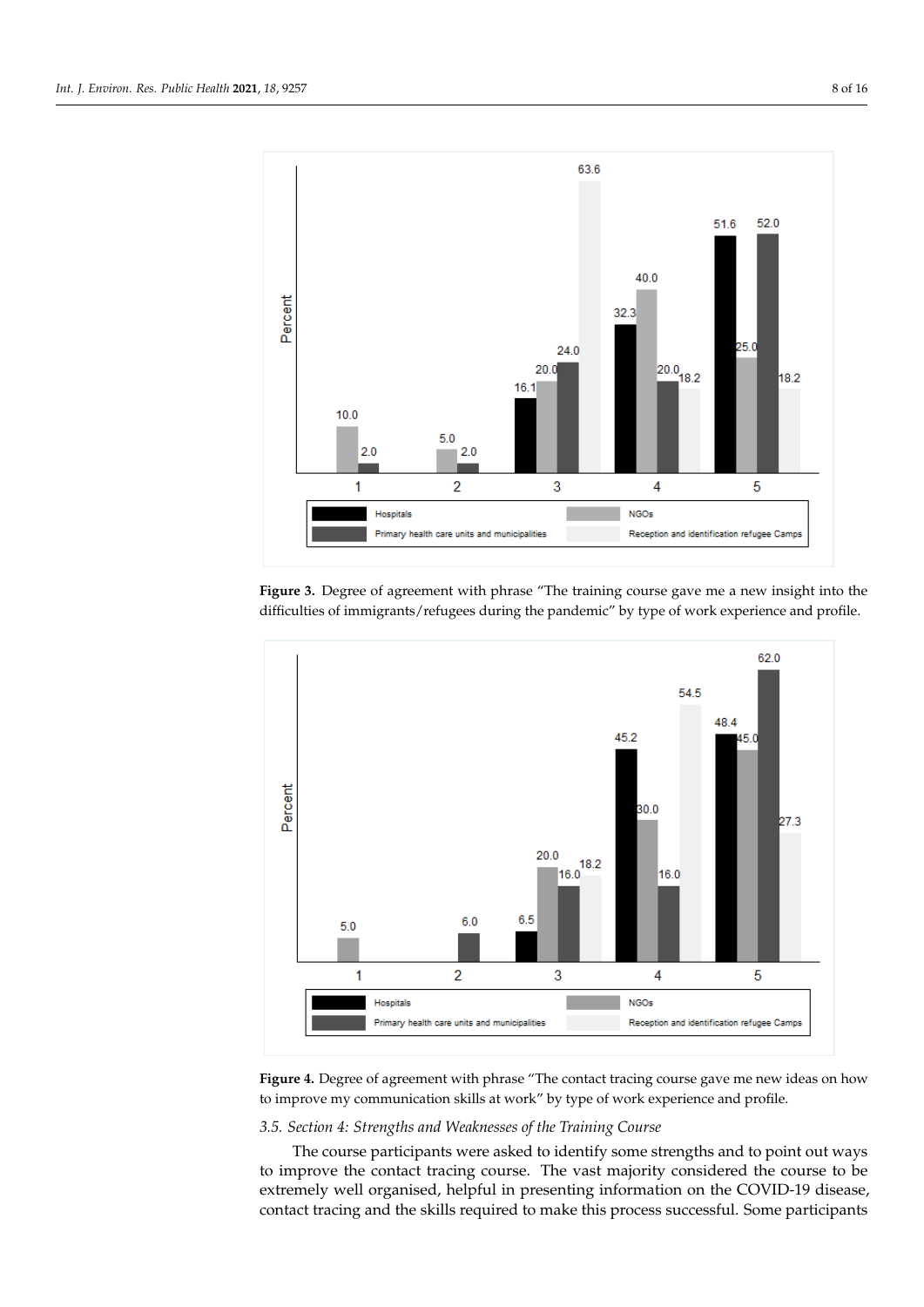**Figure 3.** Degree of agreement with phrase "The training course gave me a new insight into the difficulties of immigrants/refugees during the pandemic" by type of work experience and profile.

**Figure 4.** Degree of agreement with phrase "The contact tracing course gave me new ideas on how to improve my communication skills at work" by type of work experience and profile.

### *3.5. Section 4: Strengths and Weaknesses of the Training Course*

The course participants were asked to identify some strengths and to point out ways to improve the contact tracing course. The vast majority considered the course to be extremely well organised, helpful in presenting information on the COVID-19 disease, contact tracing and the skills required to make this process successful. Some participants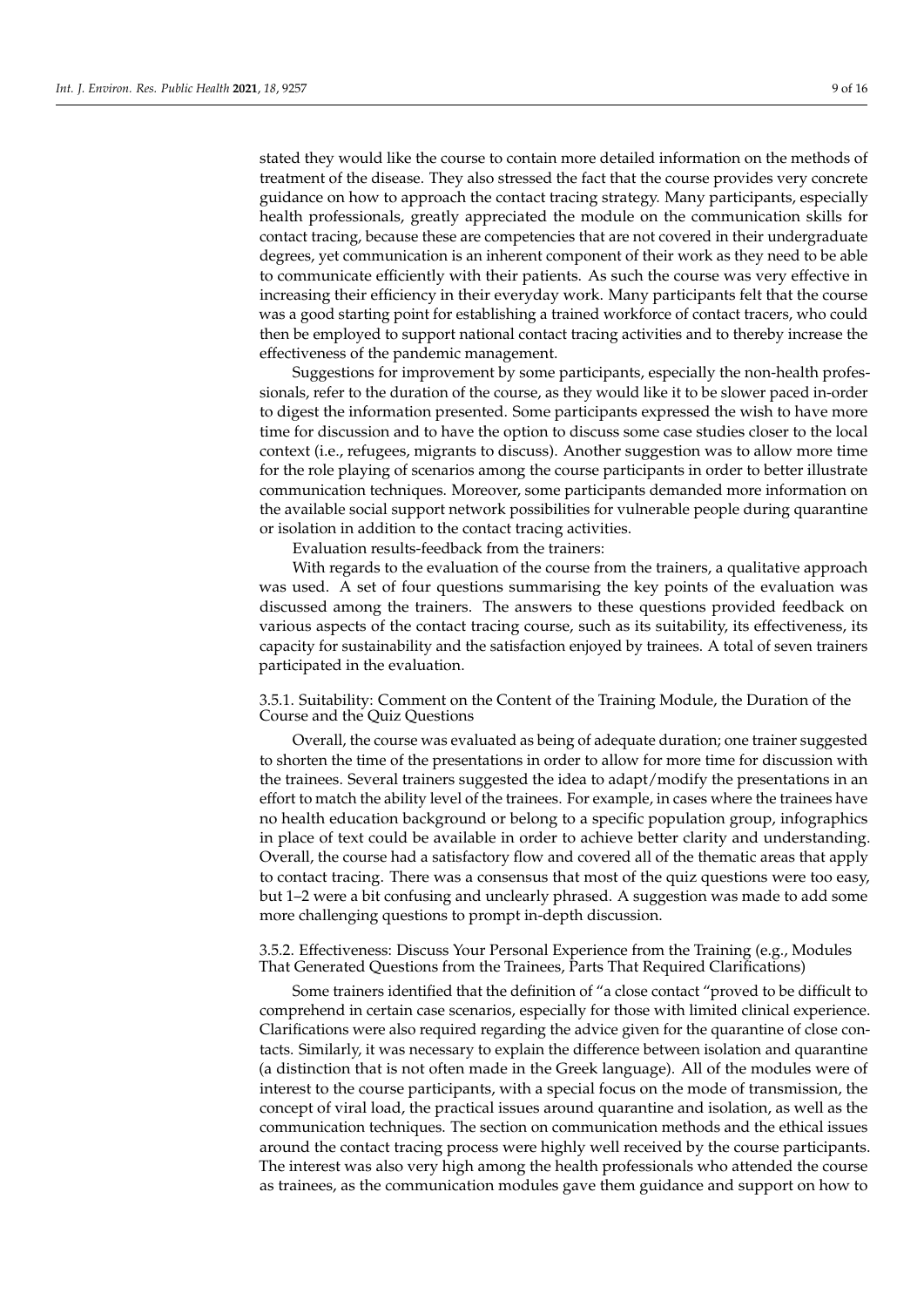stated they would like the course to contain more detailed information on the methods of treatment of the disease. They also stressed the fact that the course provides very concrete guidance on how to approach the contact tracing strategy. Many participants, especially health professionals, greatly appreciated the module on the communication skills for contact tracing, because these are competencies that are not covered in their undergraduate degrees, yet communication is an inherent component of their work as they need to be able to communicate efficiently with their patients. As such the course was very effective in increasing their efficiency in their everyday work. Many participants felt that the course was a good starting point for establishing a trained workforce of contact tracers, who could then be employed to support national contact tracing activities and to thereby increase the effectiveness of the pandemic management.

Suggestions for improvement by some participants, especially the non-health professionals, refer to the duration of the course, as they would like it to be slower paced in-order to digest the information presented. Some participants expressed the wish to have more time for discussion and to have the option to discuss some case studies closer to the local context (i.e., refugees, migrants to discuss). Another suggestion was to allow more time for the role playing of scenarios among the course participants in order to better illustrate communication techniques. Moreover, some participants demanded more information on the available social support network possibilities for vulnerable people during quarantine or isolation in addition to the contact tracing activities.

Evaluation results-feedback from the trainers:

With regards to the evaluation of the course from the trainers, a qualitative approach was used. A set of four questions summarising the key points of the evaluation was discussed among the trainers. The answers to these questions provided feedback on various aspects of the contact tracing course, such as its suitability, its effectiveness, its capacity for sustainability and the satisfaction enjoyed by trainees. A total of seven trainers participated in the evaluation.

### 3.5.1. Suitability: Comment on the Content of the Training Module, the Duration of the Course and the Quiz Questions

Overall, the course was evaluated as being of adequate duration; one trainer suggested to shorten the time of the presentations in order to allow for more time for discussion with the trainees. Several trainers suggested the idea to adapt/modify the presentations in an effort to match the ability level of the trainees. For example, in cases where the trainees have no health education background or belong to a specific population group, infographics in place of text could be available in order to achieve better clarity and understanding. Overall, the course had a satisfactory flow and covered all of the thematic areas that apply to contact tracing. There was a consensus that most of the quiz questions were too easy, but 1–2 were a bit confusing and unclearly phrased. A suggestion was made to add some more challenging questions to prompt in-depth discussion.

### 3.5.2. Effectiveness: Discuss Your Personal Experience from the Training (e.g., Modules That Generated Questions from the Trainees, Parts That Required Clarifications)

Some trainers identified that the definition of "a close contact "proved to be difficult to comprehend in certain case scenarios, especially for those with limited clinical experience. Clarifications were also required regarding the advice given for the quarantine of close contacts. Similarly, it was necessary to explain the difference between isolation and quarantine (a distinction that is not often made in the Greek language). All of the modules were of interest to the course participants, with a special focus on the mode of transmission, the concept of viral load, the practical issues around quarantine and isolation, as well as the communication techniques. The section on communication methods and the ethical issues around the contact tracing process were highly well received by the course participants. The interest was also very high among the health professionals who attended the course as trainees, as the communication modules gave them guidance and support on how to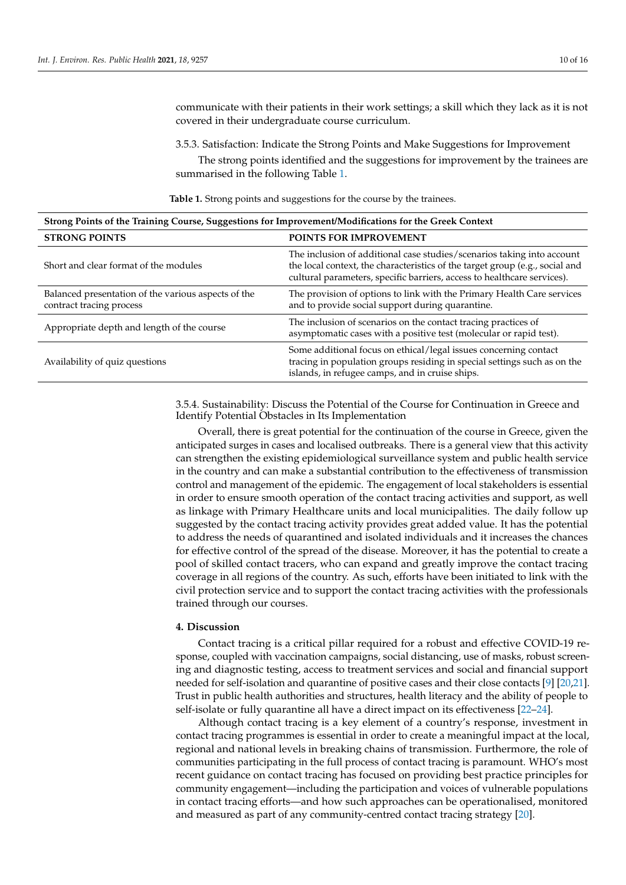communicate with their patients in their work settings; a skill which they lack as it is not covered in their undergraduate course curriculum.

#### 3.5.3. Satisfaction: Indicate the Strong Points and Make Suggestions for Improvement

The strong points identified and the suggestions for improvement by the trainees are summarised in the following Table 1.

**Table 1.** Strong points and suggestions for the course by the trainees.

| **Strong Points of the Training Course, Suggestions for Improvement/Modifications for the Greek Context** | |
|---|---|
| **STRONG POINTS** | **POINTS FOR IMPROVEMENT** |
| Short and clear format of the modules | The inclusion of additional case studies/scenarios taking into account the local context, the characteristics of the target group (e.g., social and cultural parameters, specific barriers, access to healthcare services). |
| Balanced presentation of the various aspects of the contract tracing process | The provision of options to link with the Primary Health Care services and to provide social support during quarantine. |
| Appropriate depth and length of the course | The inclusion of scenarios on the contact tracing practices of asymptomatic cases with a positive test (molecular or rapid test). |
| Availability of quiz questions | Some additional focus on ethical/legal issues concerning contact tracing in population groups residing in special settings such as on the islands, in refugee camps, and in cruise ships. |

#### 3.5.4. Sustainability: Discuss the Potential of the Course for Continuation in Greece and Identify Potential Obstacles in Its Implementation

Overall, there is great potential for the continuation of the course in Greece, given the anticipated surges in cases and localised outbreaks. There is a general view that this activity can strengthen the existing epidemiological surveillance system and public health service in the country and can make a substantial contribution to the effectiveness of transmission control and management of the epidemic. The engagement of local stakeholders is essential in order to ensure smooth operation of the contact tracing activities and support, as well as linkage with Primary Healthcare units and local municipalities. The daily follow up suggested by the contact tracing activity provides great added value. It has the potential to address the needs of quarantined and isolated individuals and it increases the chances for effective control of the spread of the disease. Moreover, it has the potential to create a pool of skilled contact tracers, who can expand and greatly improve the contact tracing coverage in all regions of the country. As such, efforts have been initiated to link with the civil protection service and to support the contact tracing activities with the professionals trained through our courses.

## 4. Discussion

Contact tracing is a critical pillar required for a robust and effective COVID-19 response, coupled with vaccination campaigns, social distancing, use of masks, robust screening and diagnostic testing, access to treatment services and social and financial support needed for self-isolation and quarantine of positive cases and their close contacts [9] [20,21]. Trust in public health authorities and structures, health literacy and the ability of people to self-isolate or fully quarantine all have a direct impact on its effectiveness [22–24].

Although contact tracing is a key element of a country's response, investment in contact tracing programmes is essential in order to create a meaningful impact at the local, regional and national levels in breaking chains of transmission. Furthermore, the role of communities participating in the full process of contact tracing is paramount. WHO's most recent guidance on contact tracing has focused on providing best practice principles for community engagement—including the participation and voices of vulnerable populations in contact tracing efforts—and how such approaches can be operationalised, monitored and measured as part of any community-centred contact tracing strategy [20].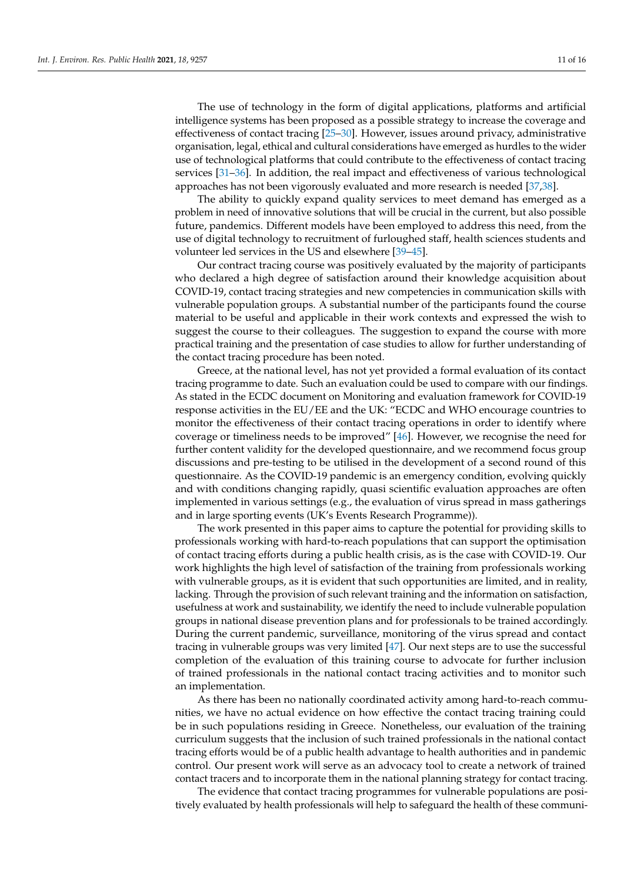The use of technology in the form of digital applications, platforms and artificial intelligence systems has been proposed as a possible strategy to increase the coverage and effectiveness of contact tracing [25–30]. However, issues around privacy, administrative organisation, legal, ethical and cultural considerations have emerged as hurdles to the wider use of technological platforms that could contribute to the effectiveness of contact tracing services [31–36]. In addition, the real impact and effectiveness of various technological approaches has not been vigorously evaluated and more research is needed [37,38].

The ability to quickly expand quality services to meet demand has emerged as a problem in need of innovative solutions that will be crucial in the current, but also possible future, pandemics. Different models have been employed to address this need, from the use of digital technology to recruitment of furloughed staff, health sciences students and volunteer led services in the US and elsewhere [39–45].

Our contract tracing course was positively evaluated by the majority of participants who declared a high degree of satisfaction around their knowledge acquisition about COVID-19, contact tracing strategies and new competencies in communication skills with vulnerable population groups. A substantial number of the participants found the course material to be useful and applicable in their work contexts and expressed the wish to suggest the course to their colleagues. The suggestion to expand the course with more practical training and the presentation of case studies to allow for further understanding of the contact tracing procedure has been noted.

Greece, at the national level, has not yet provided a formal evaluation of its contact tracing programme to date. Such an evaluation could be used to compare with our findings. As stated in the ECDC document on Monitoring and evaluation framework for COVID-19 response activities in the EU/EE and the UK: "ECDC and WHO encourage countries to monitor the effectiveness of their contact tracing operations in order to identify where coverage or timeliness needs to be improved" [46]. However, we recognise the need for further content validity for the developed questionnaire, and we recommend focus group discussions and pre-testing to be utilised in the development of a second round of this questionnaire. As the COVID-19 pandemic is an emergency condition, evolving quickly and with conditions changing rapidly, quasi scientific evaluation approaches are often implemented in various settings (e.g., the evaluation of virus spread in mass gatherings and in large sporting events (UK's Events Research Programme)).

The work presented in this paper aims to capture the potential for providing skills to professionals working with hard-to-reach populations that can support the optimisation of contact tracing efforts during a public health crisis, as is the case with COVID-19. Our work highlights the high level of satisfaction of the training from professionals working with vulnerable groups, as it is evident that such opportunities are limited, and in reality, lacking. Through the provision of such relevant training and the information on satisfaction, usefulness at work and sustainability, we identify the need to include vulnerable population groups in national disease prevention plans and for professionals to be trained accordingly. During the current pandemic, surveillance, monitoring of the virus spread and contact tracing in vulnerable groups was very limited [47]. Our next steps are to use the successful completion of the evaluation of this training course to advocate for further inclusion of trained professionals in the national contact tracing activities and to monitor such an implementation.

As there has been no nationally coordinated activity among hard-to-reach communities, we have no actual evidence on how effective the contact tracing training could be in such populations residing in Greece. Nonetheless, our evaluation of the training curriculum suggests that the inclusion of such trained professionals in the national contact tracing efforts would be of a public health advantage to health authorities and in pandemic control. Our present work will serve as an advocacy tool to create a network of trained contact tracers and to incorporate them in the national planning strategy for contact tracing.

The evidence that contact tracing programmes for vulnerable populations are positively evaluated by health professionals will help to safeguard the health of these communi-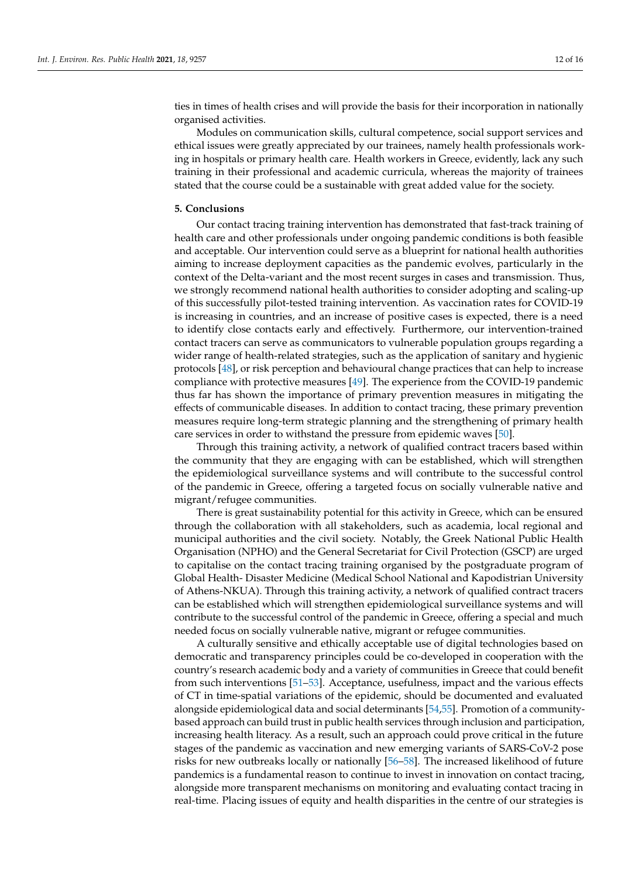ties in times of health crises and will provide the basis for their incorporation in nationally organised activities.

Modules on communication skills, cultural competence, social support services and ethical issues were greatly appreciated by our trainees, namely health professionals working in hospitals or primary health care. Health workers in Greece, evidently, lack any such training in their professional and academic curricula, whereas the majority of trainees stated that the course could be a sustainable with great added value for the society.

## 5. Conclusions

Our contact tracing training intervention has demonstrated that fast-track training of health care and other professionals under ongoing pandemic conditions is both feasible and acceptable. Our intervention could serve as a blueprint for national health authorities aiming to increase deployment capacities as the pandemic evolves, particularly in the context of the Delta-variant and the most recent surges in cases and transmission. Thus, we strongly recommend national health authorities to consider adopting and scaling-up of this successfully pilot-tested training intervention. As vaccination rates for COVID-19 is increasing in countries, and an increase of positive cases is expected, there is a need to identify close contacts early and effectively. Furthermore, our intervention-trained contact tracers can serve as communicators to vulnerable population groups regarding a wider range of health-related strategies, such as the application of sanitary and hygienic protocols [48], or risk perception and behavioural change practices that can help to increase compliance with protective measures [49]. The experience from the COVID-19 pandemic thus far has shown the importance of primary prevention measures in mitigating the effects of communicable diseases. In addition to contact tracing, these primary prevention measures require long-term strategic planning and the strengthening of primary health care services in order to withstand the pressure from epidemic waves [50].

Through this training activity, a network of qualified contract tracers based within the community that they are engaging with can be established, which will strengthen the epidemiological surveillance systems and will contribute to the successful control of the pandemic in Greece, offering a targeted focus on socially vulnerable native and migrant/refugee communities.

There is great sustainability potential for this activity in Greece, which can be ensured through the collaboration with all stakeholders, such as academia, local regional and municipal authorities and the civil society. Notably, the Greek National Public Health Organisation (NPHO) and the General Secretariat for Civil Protection (GSCP) are urged to capitalise on the contact tracing training organised by the postgraduate program of Global Health- Disaster Medicine (Medical School National and Kapodistrian University of Athens-NKUA). Through this training activity, a network of qualified contract tracers can be established which will strengthen epidemiological surveillance systems and will contribute to the successful control of the pandemic in Greece, offering a special and much needed focus on socially vulnerable native, migrant or refugee communities.

A culturally sensitive and ethically acceptable use of digital technologies based on democratic and transparency principles could be co-developed in cooperation with the country's research academic body and a variety of communities in Greece that could benefit from such interventions [51–53]. Acceptance, usefulness, impact and the various effects of CT in time-spatial variations of the epidemic, should be documented and evaluated alongside epidemiological data and social determinants [54,55]. Promotion of a community-based approach can build trust in public health services through inclusion and participation, increasing health literacy. As a result, such an approach could prove critical in the future stages of the pandemic as vaccination and new emerging variants of SARS-CoV-2 pose risks for new outbreaks locally or nationally [56–58]. The increased likelihood of future pandemics is a fundamental reason to continue to invest in innovation on contact tracing, alongside more transparent mechanisms on monitoring and evaluating contact tracing in real-time. Placing issues of equity and health disparities in the centre of our strategies is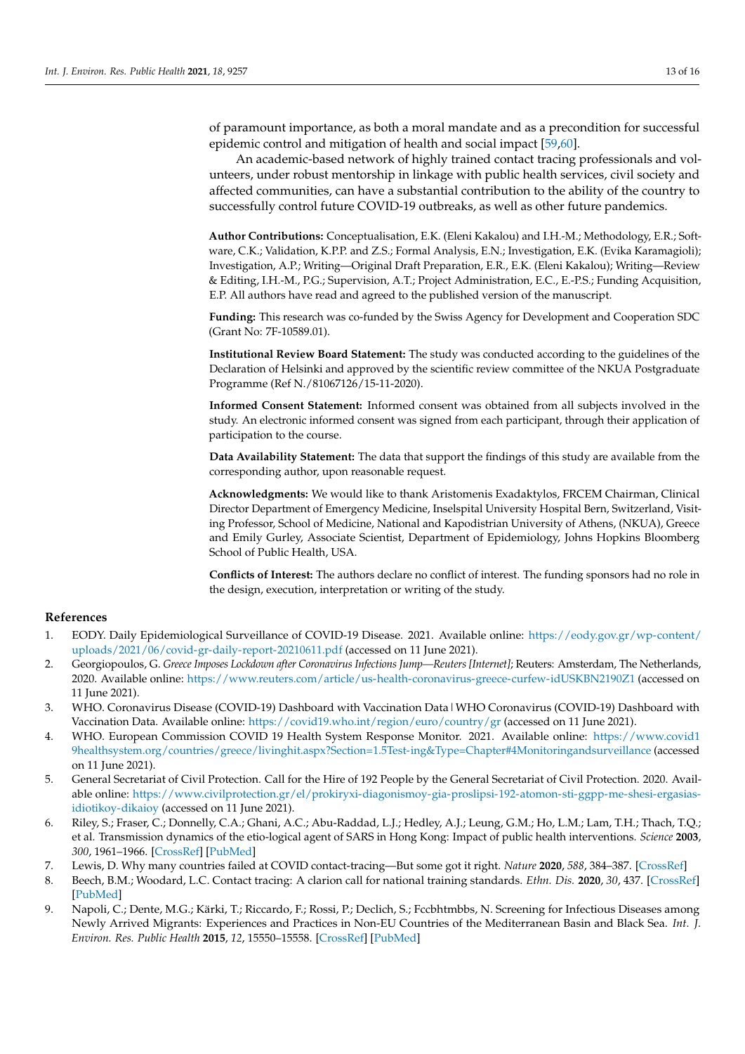of paramount importance, as both a moral mandate and as a precondition for successful epidemic control and mitigation of health and social impact [59,60].

An academic-based network of highly trained contact tracing professionals and volunteers, under robust mentorship in linkage with public health services, civil society and affected communities, can have a substantial contribution to the ability of the country to successfully control future COVID-19 outbreaks, as well as other future pandemics.

**Author Contributions:** Conceptualisation, E.K. (Eleni Kakalou) and I.H.-M.; Methodology, E.R.; Software, C.K.; Validation, K.P.P. and Z.S.; Formal Analysis, E.N.; Investigation, E.K. (Evika Karamagioli); Investigation, A.P.; Writing—Original Draft Preparation, E.R., E.K. (Eleni Kakalou); Writing—Review & Editing, I.H.-M., P.G.; Supervision, A.T.; Project Administration, E.C., E.-P.S.; Funding Acquisition, E.P. All authors have read and agreed to the published version of the manuscript.

**Funding:** This research was co-funded by the Swiss Agency for Development and Cooperation SDC (Grant No: 7F-10589.01).

**Institutional Review Board Statement:** The study was conducted according to the guidelines of the Declaration of Helsinki and approved by the scientific review committee of the NKUA Postgraduate Programme (Ref N./81067126/15-11-2020).

**Informed Consent Statement:** Informed consent was obtained from all subjects involved in the study. An electronic informed consent was signed from each participant, through their application of participation to the course.

**Data Availability Statement:** The data that support the findings of this study are available from the corresponding author, upon reasonable request.

**Acknowledgments:** We would like to thank Aristomenis Exadaktylos, FRCEM Chairman, Clinical Director Department of Emergency Medicine, Inselspital University Hospital Bern, Switzerland, Visiting Professor, School of Medicine, National and Kapodistrian University of Athens, (NKUA), Greece and Emily Gurley, Associate Scientist, Department of Epidemiology, Johns Hopkins Bloomberg School of Public Health, USA.

**Conflicts of Interest:** The authors declare no conflict of interest. The funding sponsors had no role in the design, execution, interpretation or writing of the study.

## References

1. EODY. Daily Epidemiological Surveillance of COVID-19 Disease. 2021. Available online: https://eody.gov.gr/wp-content/uploads/2021/06/covid-gr-daily-report-20210611.pdf (accessed on 11 June 2021).
2. Georgiopoulos, G. *Greece Imposes Lockdown after Coronavirus Infections Jump—Reuters [Internet]*; Reuters: Amsterdam, The Netherlands, 2020. Available online: https://www.reuters.com/article/us-health-coronavirus-greece-curfew-idUSKBN2190Z1 (accessed on 11 June 2021).
3. WHO. Coronavirus Disease (COVID-19) Dashboard with Vaccination Data | WHO Coronavirus (COVID-19) Dashboard with Vaccination Data. Available online: https://covid19.who.int/region/euro/country/gr (accessed on 11 June 2021).
4. WHO. European Commission COVID 19 Health System Response Monitor. 2021. Available online: https://www.covid19healthsystem.org/countries/greece/livinghit.aspx?Section=1.5Test-ing&Type=Chapter#4Monitoringandsurveillance (accessed on 11 June 2021).
5. General Secretariat of Civil Protection. Call for the Hire of 192 People by the General Secretariat of Civil Protection. 2020. Available online: https://www.civilprotection.gr/el/prokiryxi-diagonismoy-gia-proslipsi-192-atomon-sti-ggpp-me-shesi-ergasias-idiotikoy-dikaioy (accessed on 11 June 2021).
6. Riley, S.; Fraser, C.; Donnelly, C.A.; Ghani, A.C.; Abu-Raddad, L.J.; Hedley, A.J.; Leung, G.M.; Ho, L.M.; Lam, T.H.; Thach, T.Q.; et al. Transmission dynamics of the etio-logical agent of SARS in Hong Kong: Impact of public health interventions. *Science* **2003**, *300*, 1961–1966. [CrossRef] [PubMed]
7. Lewis, D. Why many countries failed at COVID contact-tracing—But some got it right. *Nature* **2020**, *588*, 384–387. [CrossRef]
8. Beech, B.M.; Woodard, L.C. Contact tracing: A clarion call for national training standards. *Ethn. Dis.* **2020**, *30*, 437. [CrossRef] [PubMed]
9. Napoli, C.; Dente, M.G.; Kärki, T.; Riccardo, F.; Rossi, P.; Declich, S.; Fccbhtmbbs, N. Screening for Infectious Diseases among Newly Arrived Migrants: Experiences and Practices in Non-EU Countries of the Mediterranean Basin and Black Sea. *Int. J. Environ. Res. Public Health* **2015**, *12*, 15550–15558. [CrossRef] [PubMed]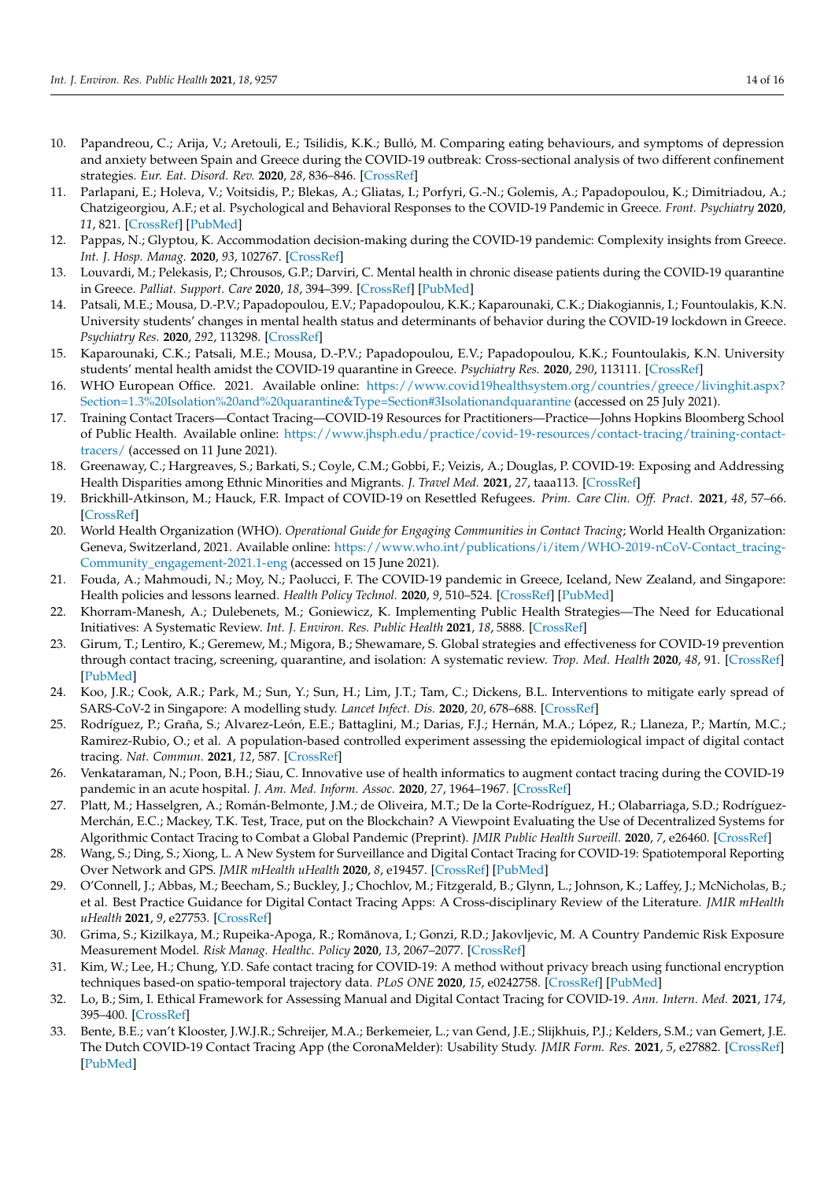10. Papandreou, C.; Arija, V.; Aretouli, E.; Tsilidis, K.K.; Bulló, M. Comparing eating behaviours, and symptoms of depression and anxiety between Spain and Greece during the COVID-19 outbreak: Cross-sectional analysis of two different confinement strategies. *Eur. Eat. Disord. Rev.* **2020**, *28*, 836–846. [CrossRef]
11. Parlapani, E.; Holeva, V.; Voitsidis, P.; Blekas, A.; Gliatas, I.; Porfyri, G.-N.; Golemis, A.; Papadopoulou, K.; Dimitriadou, A.; Chatzigeorgiou, A.F.; et al. Psychological and Behavioral Responses to the COVID-19 Pandemic in Greece. *Front. Psychiatry* **2020**, *11*, 821. [CrossRef] [PubMed]
12. Pappas, N.; Glyptou, K. Accommodation decision-making during the COVID-19 pandemic: Complexity insights from Greece. *Int. J. Hosp. Manag.* **2020**, *93*, 102767. [CrossRef]
13. Louvardi, M.; Pelekasis, P.; Chrousos, G.P.; Darviri, C. Mental health in chronic disease patients during the COVID-19 quarantine in Greece. *Palliat. Support. Care* **2020**, *18*, 394–399. [CrossRef] [PubMed]
14. Patsali, M.E.; Mousa, D.-P.V.; Papadopoulou, E.V.; Papadopoulou, K.K.; Kaparounaki, C.K.; Diakogiannis, I.; Fountoulakis, K.N. University students' changes in mental health status and determinants of behavior during the COVID-19 lockdown in Greece. *Psychiatry Res.* **2020**, *292*, 113298. [CrossRef]
15. Kaparounaki, C.K.; Patsali, M.E.; Mousa, D.-P.V.; Papadopoulou, E.V.; Papadopoulou, K.K.; Fountoulakis, K.N. University students' mental health amidst the COVID-19 quarantine in Greece. *Psychiatry Res.* **2020**, *290*, 113111. [CrossRef]
16. WHO European Office. 2021. Available online: https://www.covid19healthsystem.org/countries/greece/livinghit.aspx?Section=1.3%20Isolation%20and%20quarantine&Type=Section#3Isolationandquarantine (accessed on 25 July 2021).
17. Training Contact Tracers—Contact Tracing—COVID-19 Resources for Practitioners—Practice—Johns Hopkins Bloomberg School of Public Health. Available online: https://www.jhsph.edu/practice/covid-19-resources/contact-tracing/training-contact-tracers/ (accessed on 11 June 2021).
18. Greenaway, C.; Hargreaves, S.; Barkati, S.; Coyle, C.M.; Gobbi, F.; Veizis, A.; Douglas, P. COVID-19: Exposing and Addressing Health Disparities among Ethnic Minorities and Migrants. *J. Travel Med.* **2021**, *27*, taaa113. [CrossRef]
19. Brickhill-Atkinson, M.; Hauck, F.R. Impact of COVID-19 on Resettled Refugees. *Prim. Care Clin. Off. Pract.* **2021**, *48*, 57–66. [CrossRef]
20. World Health Organization (WHO). *Operational Guide for Engaging Communities in Contact Tracing*; World Health Organization: Geneva, Switzerland, 2021. Available online: https://www.who.int/publications/i/item/WHO-2019-nCoV-Contact_tracing-Community_engagement-2021.1-eng (accessed on 15 June 2021).
21. Fouda, A.; Mahmoudi, N.; Moy, N.; Paolucci, F. The COVID-19 pandemic in Greece, Iceland, New Zealand, and Singapore: Health policies and lessons learned. *Health Policy Technol.* **2020**, *9*, 510–524. [CrossRef] [PubMed]
22. Khorram-Manesh, A.; Dulebenets, M.; Goniewicz, K. Implementing Public Health Strategies—The Need for Educational Initiatives: A Systematic Review. *Int. J. Environ. Res. Public Health* **2021**, *18*, 5888. [CrossRef]
23. Girum, T.; Lentiro, K.; Geremew, M.; Migora, B.; Shewamare, S. Global strategies and effectiveness for COVID-19 prevention through contact tracing, screening, quarantine, and isolation: A systematic review. *Trop. Med. Health* **2020**, *48*, 91. [CrossRef] [PubMed]
24. Koo, J.R.; Cook, A.R.; Park, M.; Sun, Y.; Sun, H.; Lim, J.T.; Tam, C.; Dickens, B.L. Interventions to mitigate early spread of SARS-CoV-2 in Singapore: A modelling study. *Lancet Infect. Dis.* **2020**, *20*, 678–688. [CrossRef]
25. Rodríguez, P.; Graña, S.; Alvarez-León, E.E.; Battaglini, M.; Darias, F.J.; Hernán, M.A.; López, R.; Llaneza, P.; Martín, M.C.; Ramirez-Rubio, O.; et al. A population-based controlled experiment assessing the epidemiological impact of digital contact tracing. *Nat. Commun.* **2021**, *12*, 587. [CrossRef]
26. Venkataraman, N.; Poon, B.H.; Siau, C. Innovative use of health informatics to augment contact tracing during the COVID-19 pandemic in an acute hospital. *J. Am. Med. Inform. Assoc.* **2020**, *27*, 1964–1967. [CrossRef]
27. Platt, M.; Hasselgren, A.; Román-Belmonte, J.M.; de Oliveira, M.T.; De la Corte-Rodríguez, H.; Olabarriaga, S.D.; Rodríguez-Merchán, E.C.; Mackey, T.K. Test, Trace, put on the Blockchain? A Viewpoint Evaluating the Use of Decentralized Systems for Algorithmic Contact Tracing to Combat a Global Pandemic (Preprint). *JMIR Public Health Surveill.* **2020**, *7*, e26460. [CrossRef]
28. Wang, S.; Ding, S.; Xiong, L. A New System for Surveillance and Digital Contact Tracing for COVID-19: Spatiotemporal Reporting Over Network and GPS. *JMIR mHealth uHealth* **2020**, *8*, e19457. [CrossRef] [PubMed]
29. O'Connell, J.; Abbas, M.; Beecham, S.; Buckley, J.; Chochlov, M.; Fitzgerald, B.; Glynn, L.; Johnson, K.; Laffey, J.; McNicholas, B.; et al. Best Practice Guidance for Digital Contact Tracing Apps: A Cross-disciplinary Review of the Literature. *JMIR mHealth uHealth* **2021**, *9*, e27753. [CrossRef]
30. Grima, S.; Kizilkaya, M.; Rupeika-Apoga, R.; Romānova, I.; Gonzi, R.D.; Jakovljevic, M. A Country Pandemic Risk Exposure Measurement Model. *Risk Manag. Healthc. Policy* **2020**, *13*, 2067–2077. [CrossRef]
31. Kim, W.; Lee, H.; Chung, Y.D. Safe contact tracing for COVID-19: A method without privacy breach using functional encryption techniques based-on spatio-temporal trajectory data. *PLoS ONE* **2020**, *15*, e0242758. [CrossRef] [PubMed]
32. Lo, B.; Sim, I. Ethical Framework for Assessing Manual and Digital Contact Tracing for COVID-19. *Ann. Intern. Med.* **2021**, *174*, 395–400. [CrossRef]
33. Bente, B.E.; van't Klooster, J.W.J.R.; Schreijer, M.A.; Berkemeier, L.; van Gend, J.E.; Slijkhuis, P.J.; Kelders, S.M.; van Gemert, J.E. The Dutch COVID-19 Contact Tracing App (the CoronaMelder): Usability Study. *JMIR Form. Res.* **2021**, *5*, e27882. [CrossRef] [PubMed]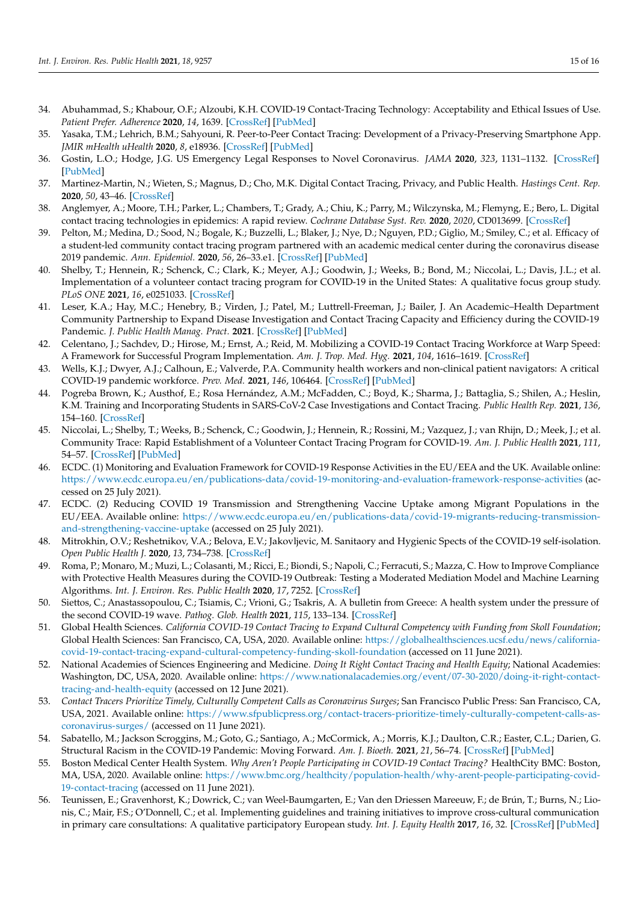34. Abuhammad, S.; Khabour, O.F.; Alzoubi, K.H. COVID-19 Contact-Tracing Technology: Acceptability and Ethical Issues of Use. *Patient Prefer. Adherence* **2020**, *14*, 1639. [CrossRef] [PubMed]
35. Yasaka, T.M.; Lehrich, B.M.; Sahyouni, R. Peer-to-Peer Contact Tracing: Development of a Privacy-Preserving Smartphone App. *JMIR mHealth uHealth* **2020**, *8*, e18936. [CrossRef] [PubMed]
36. Gostin, L.O.; Hodge, J.G. US Emergency Legal Responses to Novel Coronavirus. *JAMA* **2020**, *323*, 1131–1132. [CrossRef] [PubMed]
37. Martinez-Martin, N.; Wieten, S.; Magnus, D.; Cho, M.K. Digital Contact Tracing, Privacy, and Public Health. *Hastings Cent. Rep.* **2020**, *50*, 43–46. [CrossRef]
38. Anglemyer, A.; Moore, T.H.; Parker, L.; Chambers, T.; Grady, A.; Chiu, K.; Parry, M.; Wilczynska, M.; Flemyng, E.; Bero, L. Digital contact tracing technologies in epidemics: A rapid review. *Cochrane Database Syst. Rev.* **2020**, *2020*, CD013699. [CrossRef]
39. Pelton, M.; Medina, D.; Sood, N.; Bogale, K.; Buzzelli, L.; Blaker, J.; Nye, D.; Nguyen, P.D.; Giglio, M.; Smiley, C.; et al. Efficacy of a student-led community contact tracing program partnered with an academic medical center during the coronavirus disease 2019 pandemic. *Ann. Epidemiol.* **2020**, *56*, 26–33.e1. [CrossRef] [PubMed]
40. Shelby, T.; Hennein, R.; Schenck, C.; Clark, K.; Meyer, A.J.; Goodwin, J.; Weeks, B.; Bond, M.; Niccolai, L.; Davis, J.L.; et al. Implementation of a volunteer contact tracing program for COVID-19 in the United States: A qualitative focus group study. *PLoS ONE* **2021**, *16*, e0251033. [CrossRef]
41. Leser, K.A.; Hay, M.C.; Henebry, B.; Virden, J.; Patel, M.; Luttrell-Freeman, J.; Bailer, J. An Academic–Health Department Community Partnership to Expand Disease Investigation and Contact Tracing Capacity and Efficiency during the COVID-19 Pandemic. *J. Public Health Manag. Pract.* **2021**. [CrossRef] [PubMed]
42. Celentano, J.; Sachdev, D.; Hirose, M.; Ernst, A.; Reid, M. Mobilizing a COVID-19 Contact Tracing Workforce at Warp Speed: A Framework for Successful Program Implementation. *Am. J. Trop. Med. Hyg.* **2021**, *104*, 1616–1619. [CrossRef]
43. Wells, K.J.; Dwyer, A.J.; Calhoun, E.; Valverde, P.A. Community health workers and non-clinical patient navigators: A critical COVID-19 pandemic workforce. *Prev. Med.* **2021**, *146*, 106464. [CrossRef] [PubMed]
44. Pogreba Brown, K.; Austhof, E.; Rosa Hernández, A.M.; McFadden, C.; Boyd, K.; Sharma, J.; Battaglia, S.; Shilen, A.; Heslin, K.M. Training and Incorporating Students in SARS-CoV-2 Case Investigations and Contact Tracing. *Public Health Rep.* **2021**, *136*, 154–160. [CrossRef]
45. Niccolai, L.; Shelby, T.; Weeks, B.; Schenck, C.; Goodwin, J.; Hennein, R.; Rossini, M.; Vazquez, J.; van Rhijn, D.; Meek, J.; et al. Community Trace: Rapid Establishment of a Volunteer Contact Tracing Program for COVID-19. *Am. J. Public Health* **2021**, *111*, 54–57. [CrossRef] [PubMed]
46. ECDC. (1) Monitoring and Evaluation Framework for COVID-19 Response Activities in the EU/EEA and the UK. Available online: https://www.ecdc.europa.eu/en/publications-data/covid-19-monitoring-and-evaluation-framework-response-activities (accessed on 25 July 2021).
47. ECDC. (2) Reducing COVID 19 Transmission and Strengthening Vaccine Uptake among Migrant Populations in the EU/EEA. Available online: https://www.ecdc.europa.eu/en/publications-data/covid-19-migrants-reducing-transmission-and-strengthening-vaccine-uptake (accessed on 25 July 2021).
48. Mitrokhin, O.V.; Reshetnikov, V.A.; Belova, E.V.; Jakovljevic, M. Sanitaory and Hygienic Spects of the COVID-19 self-isolation. *Open Public Health J.* **2020**, *13*, 734–738. [CrossRef]
49. Roma, P.; Monaro, M.; Muzi, L.; Colasanti, M.; Ricci, E.; Biondi, S.; Napoli, C.; Ferracuti, S.; Mazza, C. How to Improve Compliance with Protective Health Measures during the COVID-19 Outbreak: Testing a Moderated Mediation Model and Machine Learning Algorithms. *Int. J. Environ. Res. Public Health* **2020**, *17*, 7252. [CrossRef]
50. Siettos, C.; Anastassopoulou, C.; Tsiamis, C.; Vrioni, G.; Tsakris, A. A bulletin from Greece: A health system under the pressure of the second COVID-19 wave. *Pathog. Glob. Health* **2021**, *115*, 133–134. [CrossRef]
51. Global Health Sciences. *California COVID-19 Contact Tracing to Expand Cultural Competency with Funding from Skoll Foundation*; Global Health Sciences: San Francisco, CA, USA, 2020. Available online: https://globalhealthsciences.ucsf.edu/news/california-covid-19-contact-tracing-expand-cultural-competency-funding-skoll-foundation (accessed on 11 June 2021).
52. National Academies of Sciences Engineering and Medicine. *Doing It Right Contact Tracing and Health Equity*; National Academies: Washington, DC, USA, 2020. Available online: https://www.nationalacademies.org/event/07-30-2020/doing-it-right-contact-tracing-and-health-equity (accessed on 12 June 2021).
53. *Contact Tracers Prioritize Timely, Culturally Competent Calls as Coronavirus Surges*; San Francisco Public Press: San Francisco, CA, USA, 2021. Available online: https://www.sfpublicpress.org/contact-tracers-prioritize-timely-culturally-competent-calls-as-coronavirus-surges/ (accessed on 11 June 2021).
54. Sabatello, M.; Jackson Scroggins, M.; Goto, G.; Santiago, A.; McCormick, A.; Morris, K.J.; Daulton, C.R.; Easter, C.L.; Darien, G. Structural Racism in the COVID-19 Pandemic: Moving Forward. *Am. J. Bioeth.* **2021**, *21*, 56–74. [CrossRef] [PubMed]
55. Boston Medical Center Health System. *Why Aren't People Participating in COVID-19 Contact Tracing?* HealthCity BMC: Boston, MA, USA, 2020. Available online: https://www.bmc.org/healthcity/population-health/why-arent-people-participating-covid-19-contact-tracing (accessed on 11 June 2021).
56. Teunissen, E.; Gravenhorst, K.; Dowrick, C.; van Weel-Baumgarten, E.; Van den Driessen Mareeuw, F.; de Brún, T.; Burns, N.; Lionis, C.; Mair, F.S.; O'Donnell, C.; et al. Implementing guidelines and training initiatives to improve cross-cultural communication in primary care consultations: A qualitative participatory European study. *Int. J. Equity Health* **2017**, *16*, 32. [CrossRef] [PubMed]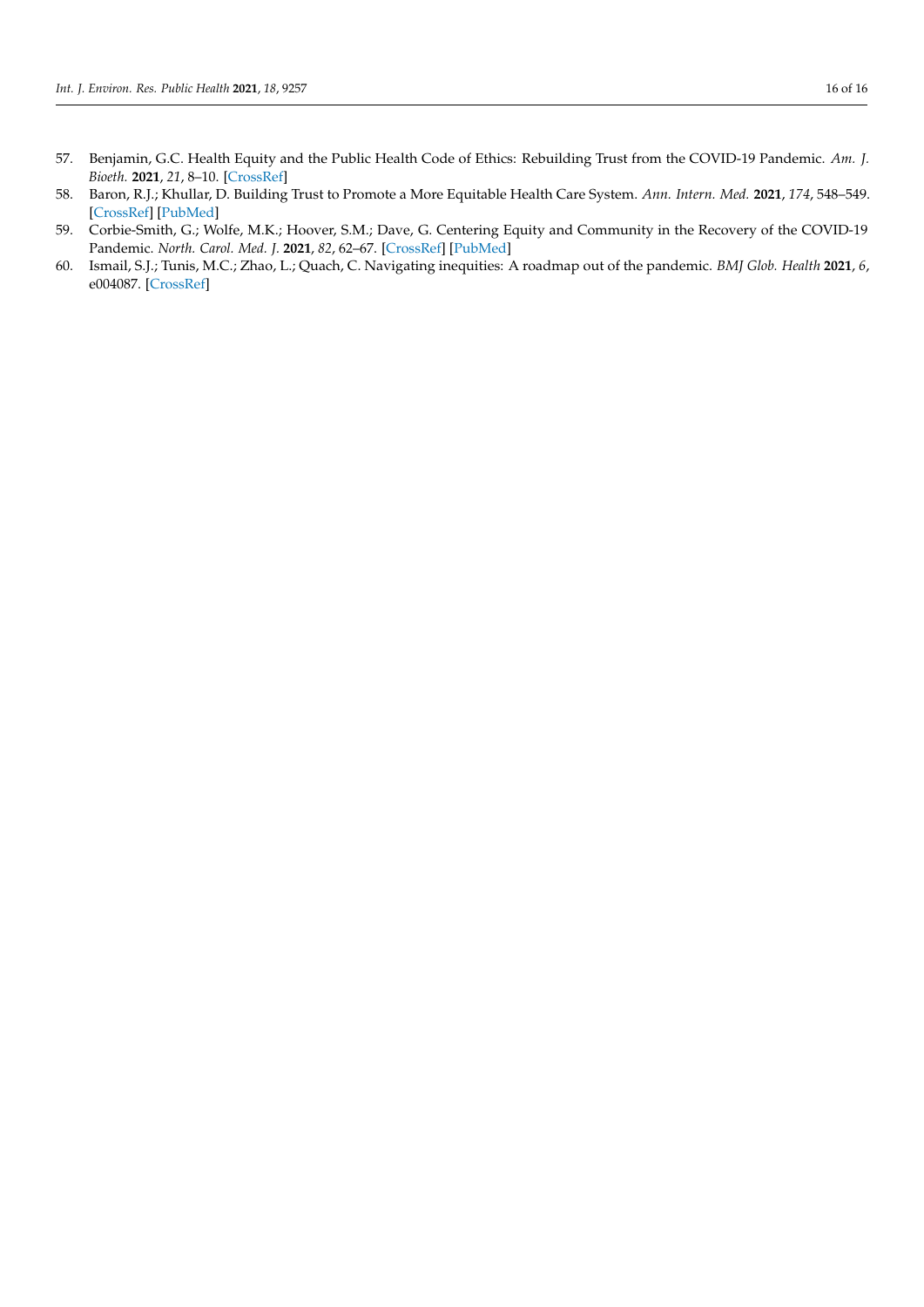57. Benjamin, G.C. Health Equity and the Public Health Code of Ethics: Rebuilding Trust from the COVID-19 Pandemic. *Am. J. Bioeth.* **2021**, *21*, 8–10. [CrossRef]
58. Baron, R.J.; Khullar, D. Building Trust to Promote a More Equitable Health Care System. *Ann. Intern. Med.* **2021**, *174*, 548–549. [CrossRef] [PubMed]
59. Corbie-Smith, G.; Wolfe, M.K.; Hoover, S.M.; Dave, G. Centering Equity and Community in the Recovery of the COVID-19 Pandemic. *North. Carol. Med. J.* **2021**, *82*, 62–67. [CrossRef] [PubMed]
60. Ismail, S.J.; Tunis, M.C.; Zhao, L.; Quach, C. Navigating inequities: A roadmap out of the pandemic. *BMJ Glob. Health* **2021**, *6*, e004087. [CrossRef]